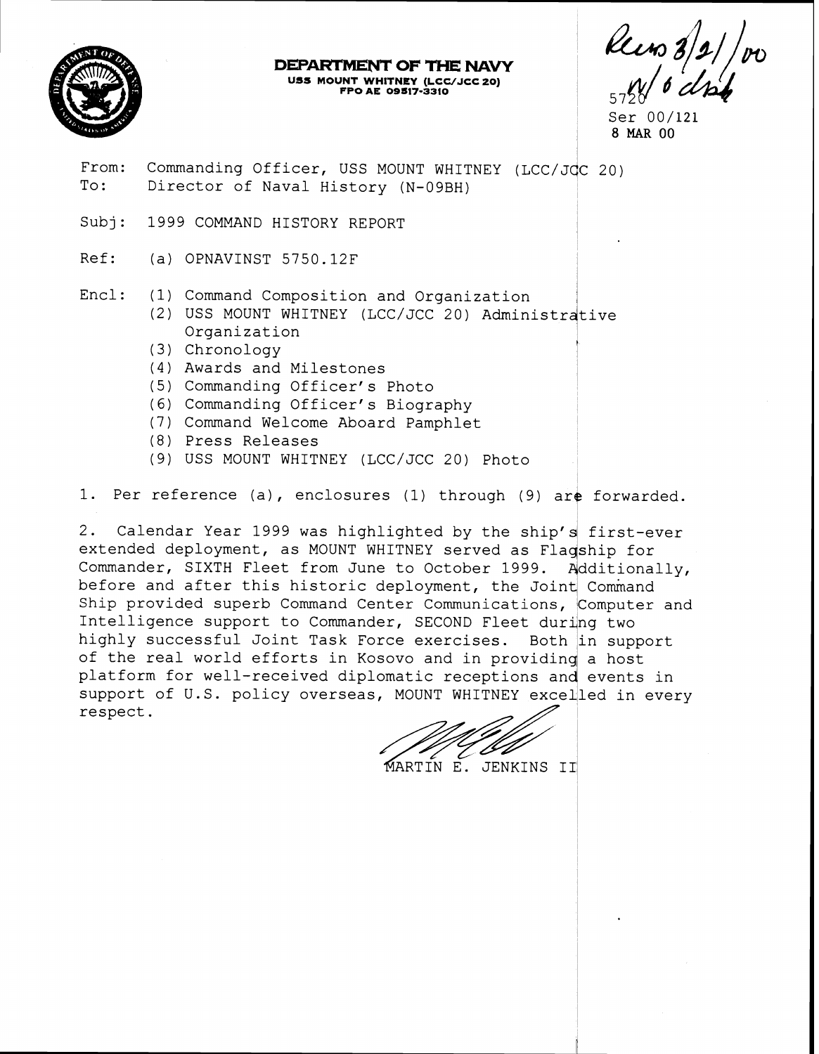**DEPARTMENT OF THE NAVY**
USS MOUNT WHITNEY (LCC/JCC 20)
FPO AE 09517-3310

Recvd 3/21/00
w/ 6 encl
5720
Ser 00/121
8 MAR 00

From: Commanding Officer, USS MOUNT WHITNEY (LCC/JCC 20)
To: Director of Naval History (N-09BH)

Subj: 1999 COMMAND HISTORY REPORT

Ref: (a) OPNAVINST 5750.12F

Encl: (1) Command Composition and Organization
(2) USS MOUNT WHITNEY (LCC/JCC 20) Administrative Organization
(3) Chronology
(4) Awards and Milestones
(5) Commanding Officer's Photo
(6) Commanding Officer's Biography
(7) Command Welcome Aboard Pamphlet
(8) Press Releases
(9) USS MOUNT WHITNEY (LCC/JCC 20) Photo

1. Per reference (a), enclosures (1) through (9) are forwarded.

2. Calendar Year 1999 was highlighted by the ship's first-ever extended deployment, as MOUNT WHITNEY served as Flagship for Commander, SIXTH Fleet from June to October 1999. Additionally, before and after this historic deployment, the Joint Command Ship provided superb Command Center Communications, Computer and Intelligence support to Commander, SECOND Fleet during two highly successful Joint Task Force exercises. Both in support of the real world efforts in Kosovo and in providing a host platform for well-received diplomatic receptions and events in support of U.S. policy overseas, MOUNT WHITNEY excelled in every respect.

MARTIN E. JENKINS II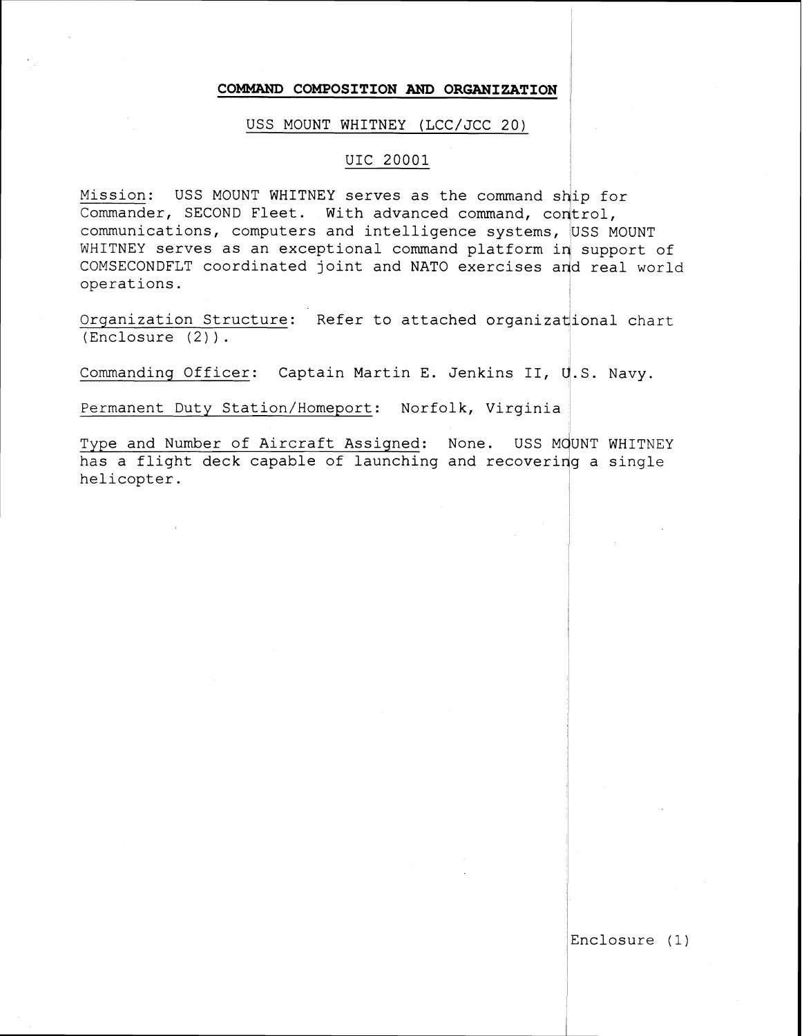## COMMAND COMPOSITION AND ORGANIZATION

USS MOUNT WHITNEY (LCC/JCC 20)

UIC 20001

Mission: USS MOUNT WHITNEY serves as the command ship for Commander, SECOND Fleet. With advanced command, control, communications, computers and intelligence systems, USS MOUNT WHITNEY serves as an exceptional command platform in support of COMSECONDFLT coordinated joint and NATO exercises and real world operations.

Organization Structure: Refer to attached organizational chart (Enclosure (2)).

Commanding Officer: Captain Martin E. Jenkins II, U.S. Navy.

Permanent Duty Station/Homeport: Norfolk, Virginia

Type and Number of Aircraft Assigned: None. USS MOUNT WHITNEY has a flight deck capable of launching and recovering a single helicopter.

Enclosure (1)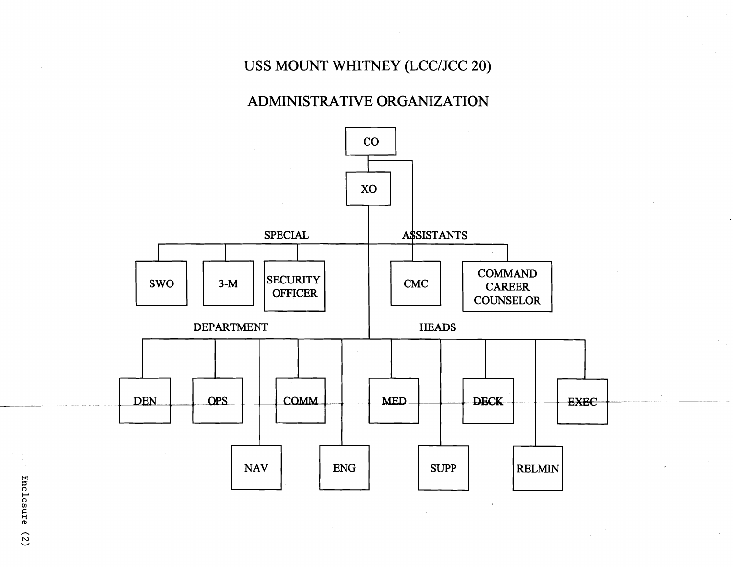# USS MOUNT WHITNEY (LCC/JCC 20)

## ADMINISTRATIVE ORGANIZATION

- CO
  - XO
  - CMC

**SPECIAL ASSISTANTS**

- SWO
- 3-M
- SECURITY OFFICER
- CMC
- COMMAND CAREER COUNSELOR

**DEPARTMENT HEADS**

- DEN
- OPS
- NAV
- COMM
- ENG
- MED
- SUPP
- DECK
- RELMIN
- EXEC

Enclosure (2)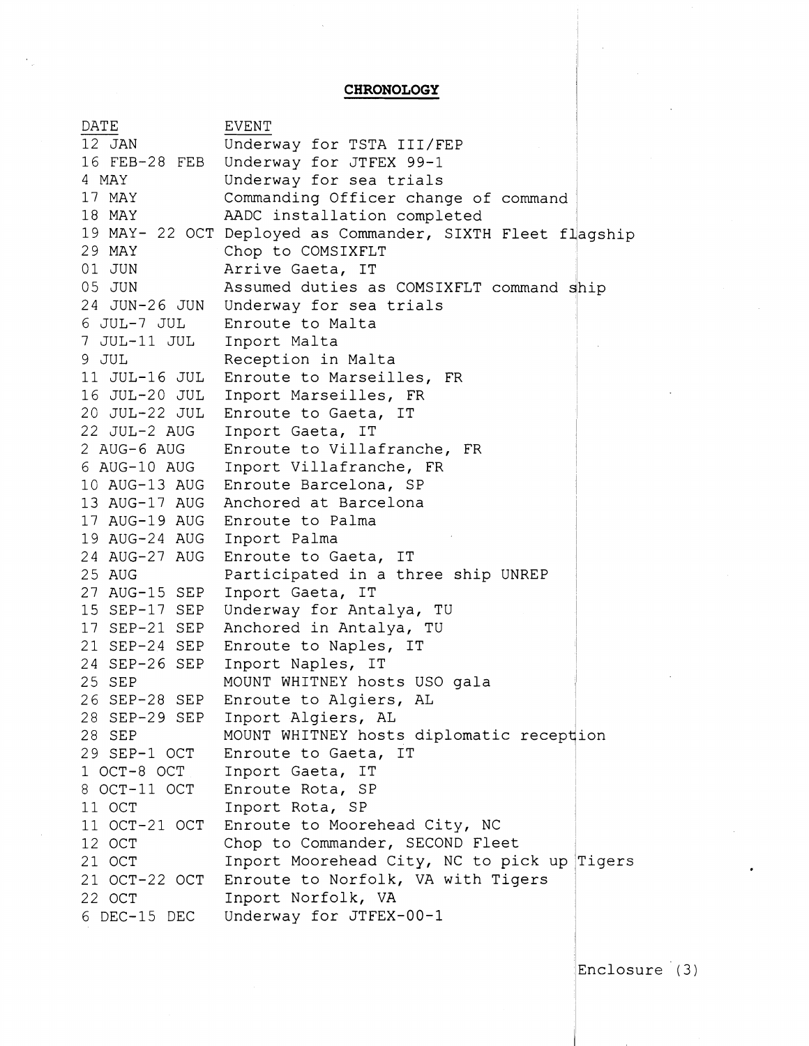**CHRONOLOGY**

| DATE | EVENT |
|---|---|
| 12 JAN | Underway for TSTA III/FEP |
| 16 FEB-28 FEB | Underway for JTFEX 99-1 |
| 4 MAY | Underway for sea trials |
| 17 MAY | Commanding Officer change of command |
| 18 MAY | AADC installation completed |
| 19 MAY- 22 OCT | Deployed as Commander, SIXTH Fleet flagship |
| 29 MAY | Chop to COMSIXFLT |
| 01 JUN | Arrive Gaeta, IT |
| 05 JUN | Assumed duties as COMSIXFLT command ship |
| 24 JUN-26 JUN | Underway for sea trials |
| 6 JUL-7 JUL | Enroute to Malta |
| 7 JUL-11 JUL | Inport Malta |
| 9 JUL | Reception in Malta |
| 11 JUL-16 JUL | Enroute to Marseilles, FR |
| 16 JUL-20 JUL | Inport Marseilles, FR |
| 20 JUL-22 JUL | Enroute to Gaeta, IT |
| 22 JUL-2 AUG | Inport Gaeta, IT |
| 2 AUG-6 AUG | Enroute to Villafranche, FR |
| 6 AUG-10 AUG | Inport Villafranche, FR |
| 10 AUG-13 AUG | Enroute Barcelona, SP |
| 13 AUG-17 AUG | Anchored at Barcelona |
| 17 AUG-19 AUG | Enroute to Palma |
| 19 AUG-24 AUG | Inport Palma |
| 24 AUG-27 AUG | Enroute to Gaeta, IT |
| 25 AUG | Participated in a three ship UNREP |
| 27 AUG-15 SEP | Inport Gaeta, IT |
| 15 SEP-17 SEP | Underway for Antalya, TU |
| 17 SEP-21 SEP | Anchored in Antalya, TU |
| 21 SEP-24 SEP | Enroute to Naples, IT |
| 24 SEP-26 SEP | Inport Naples, IT |
| 25 SEP | MOUNT WHITNEY hosts USO gala |
| 26 SEP-28 SEP | Enroute to Algiers, AL |
| 28 SEP-29 SEP | Inport Algiers, AL |
| 28 SEP | MOUNT WHITNEY hosts diplomatic reception |
| 29 SEP-1 OCT | Enroute to Gaeta, IT |
| 1 OCT-8 OCT | Inport Gaeta, IT |
| 8 OCT-11 OCT | Enroute Rota, SP |
| 11 OCT | Inport Rota, SP |
| 11 OCT-21 OCT | Enroute to Moorehead City, NC |
| 12 OCT | Chop to Commander, SECOND Fleet |
| 21 OCT | Inport Moorehead City, NC to pick up Tigers |
| 21 OCT-22 OCT | Enroute to Norfolk, VA with Tigers |
| 22 OCT | Inport Norfolk, VA |
| 6 DEC-15 DEC | Underway for JTFEX-00-1 |

Enclosure (3)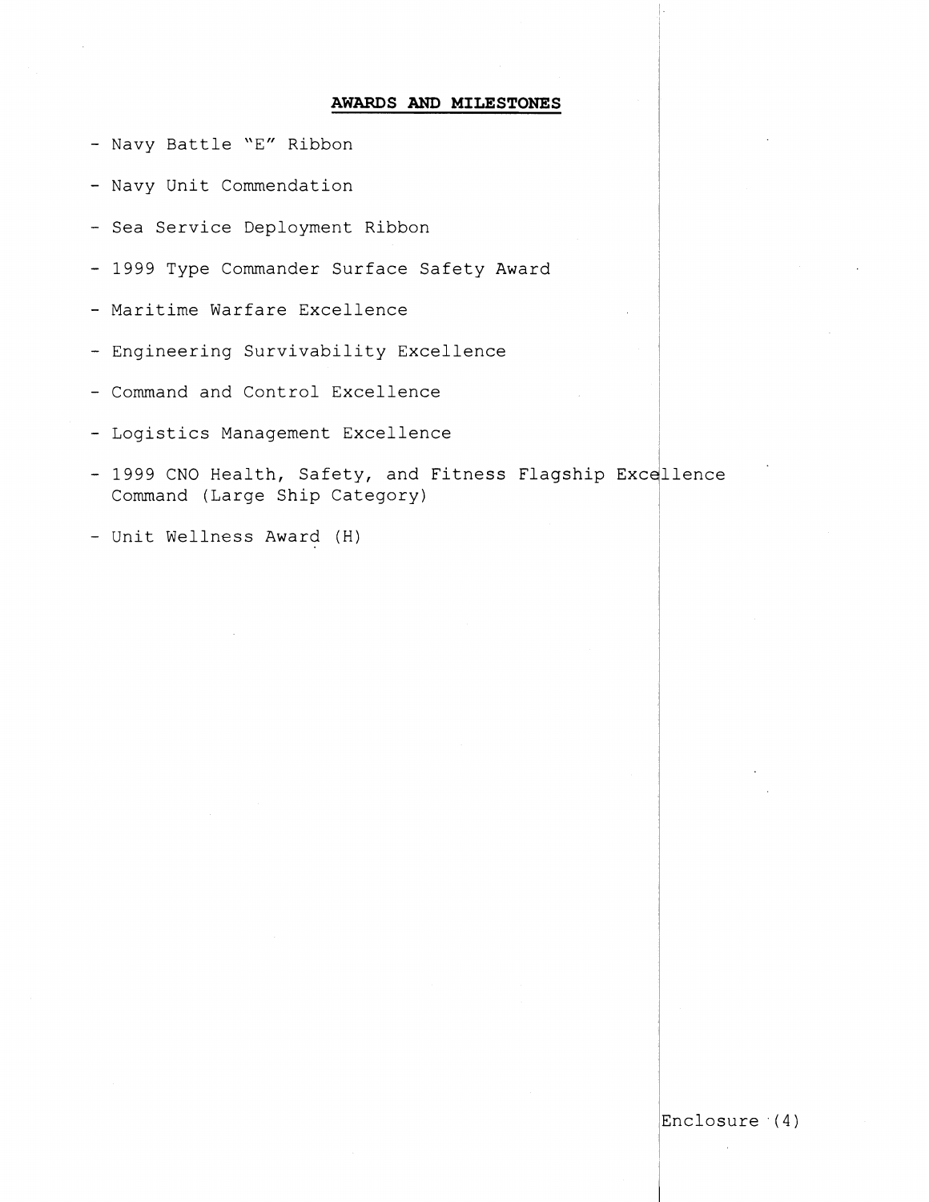## AWARDS AND MILESTONES

- Navy Battle "E" Ribbon
- Navy Unit Commendation
- Sea Service Deployment Ribbon
- 1999 Type Commander Surface Safety Award
- Maritime Warfare Excellence
- Engineering Survivability Excellence
- Command and Control Excellence
- Logistics Management Excellence
- 1999 CNO Health, Safety, and Fitness Flagship Excellence Command (Large Ship Category)
- Unit Wellness Award (H)

Enclosure (4)